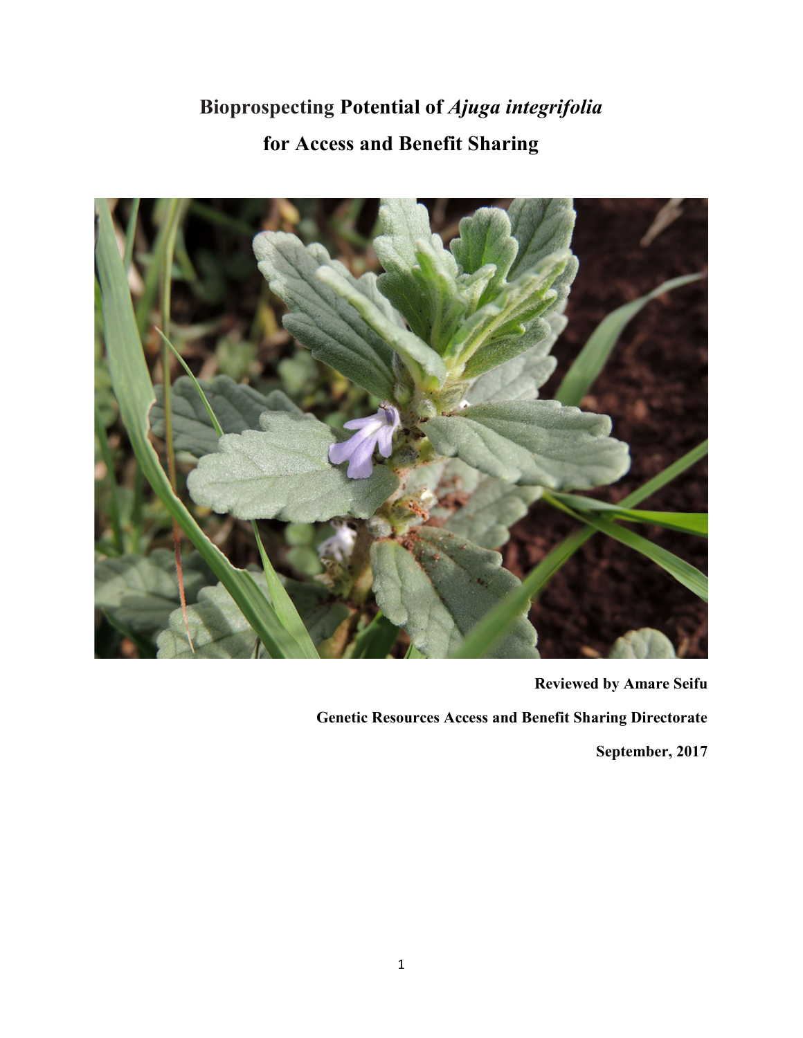# Bioprospecting Potential of *Ajuga integrifolia* for Access and Benefit Sharing

**Reviewed by Amare Seifu**

**Genetic Resources Access and Benefit Sharing Directorate**

**September, 2017**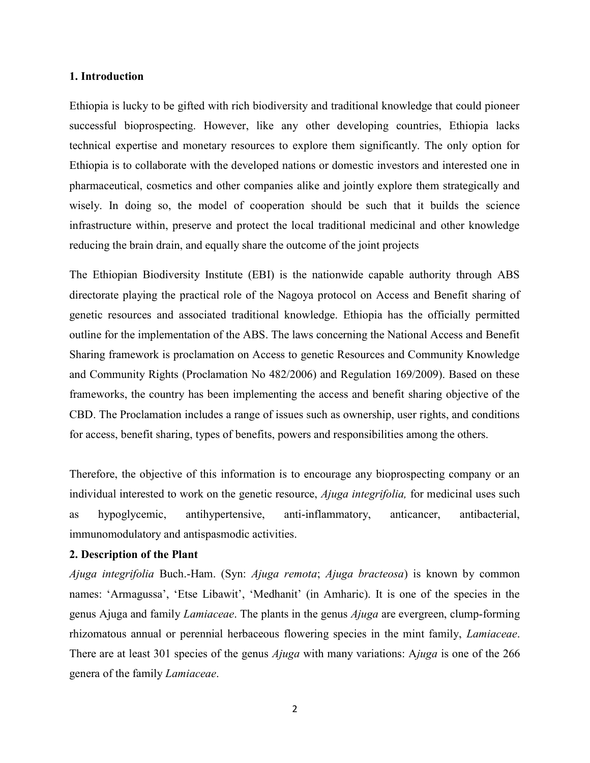## 1. Introduction

Ethiopia is lucky to be gifted with rich biodiversity and traditional knowledge that could pioneer successful bioprospecting. However, like any other developing countries, Ethiopia lacks technical expertise and monetary resources to explore them significantly. The only option for Ethiopia is to collaborate with the developed nations or domestic investors and interested one in pharmaceutical, cosmetics and other companies alike and jointly explore them strategically and wisely. In doing so, the model of cooperation should be such that it builds the science infrastructure within, preserve and protect the local traditional medicinal and other knowledge reducing the brain drain, and equally share the outcome of the joint projects

The Ethiopian Biodiversity Institute (EBI) is the nationwide capable authority through ABS directorate playing the practical role of the Nagoya protocol on Access and Benefit sharing of genetic resources and associated traditional knowledge. Ethiopia has the officially permitted outline for the implementation of the ABS. The laws concerning the National Access and Benefit Sharing framework is proclamation on Access to genetic Resources and Community Knowledge and Community Rights (Proclamation No 482/2006) and Regulation 169/2009). Based on these frameworks, the country has been implementing the access and benefit sharing objective of the CBD. The Proclamation includes a range of issues such as ownership, user rights, and conditions for access, benefit sharing, types of benefits, powers and responsibilities among the others.

Therefore, the objective of this information is to encourage any bioprospecting company or an individual interested to work on the genetic resource, *Ajuga integrifolia,* for medicinal uses such as hypoglycemic, antihypertensive, anti-inflammatory, anticancer, antibacterial, immunomodulatory and antispasmodic activities.

## 2. Description of the Plant

*Ajuga integrifolia* Buch.-Ham. (Syn: *Ajuga remota*; *Ajuga bracteosa*) is known by common names: 'Armagussa', 'Etse Libawit', 'Medhanit' (in Amharic). It is one of the species in the genus Ajuga and family *Lamiaceae*. The plants in the genus *Ajuga* are evergreen, clump-forming rhizomatous annual or perennial herbaceous flowering species in the mint family, *Lamiaceae*. There are at least 301 species of the genus *Ajuga* with many variations: A*juga* is one of the 266 genera of the family *Lamiaceae*.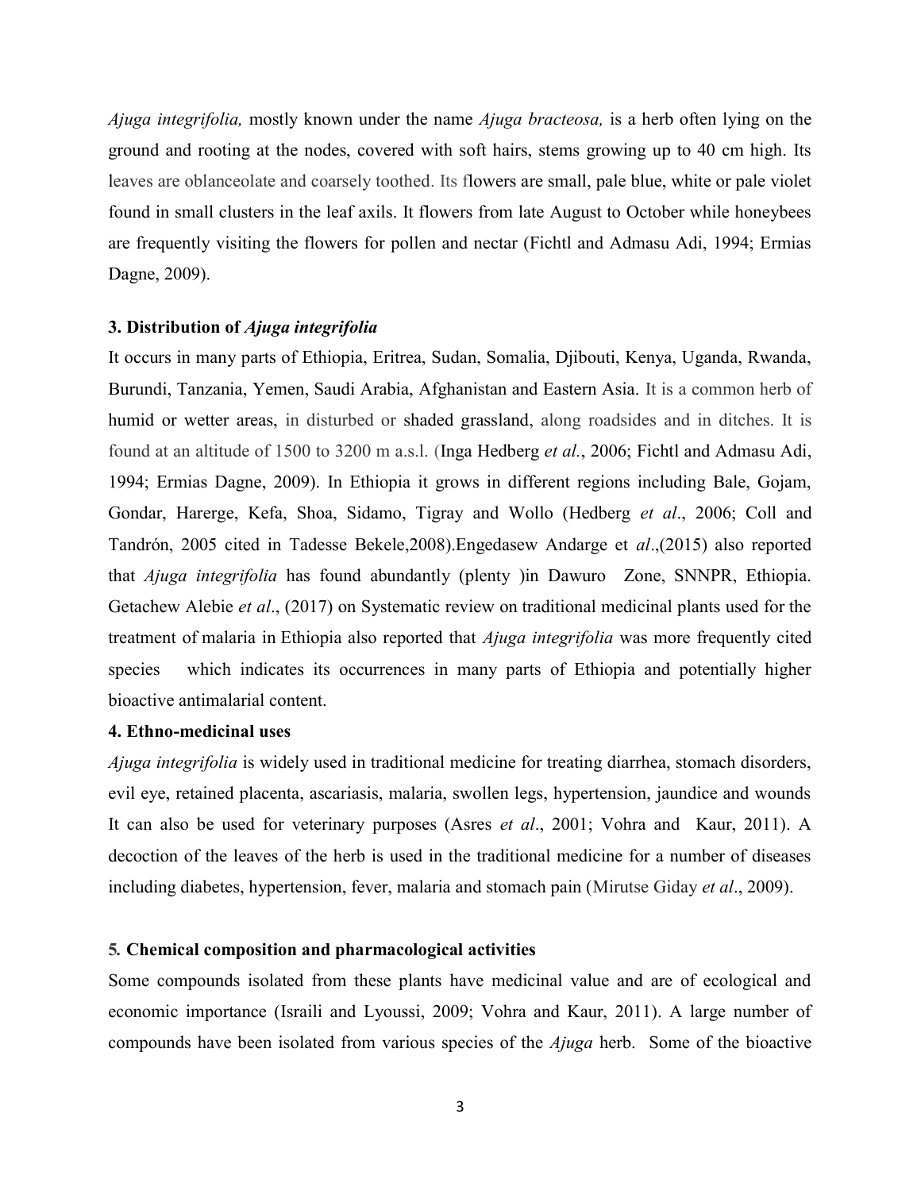*Ajuga integrifolia,* mostly known under the name *Ajuga bracteosa,* is a herb often lying on the ground and rooting at the nodes, covered with soft hairs, stems growing up to 40 cm high. Its leaves are oblanceolate and coarsely toothed. Its flowers are small, pale blue, white or pale violet found in small clusters in the leaf axils. It flowers from late August to October while honeybees are frequently visiting the flowers for pollen and nectar (Fichtl and Admasu Adi, 1994; Ermias Dagne, 2009).

### 3. Distribution of *Ajuga integrifolia*

It occurs in many parts of Ethiopia, Eritrea, Sudan, Somalia, Djibouti, Kenya, Uganda, Rwanda, Burundi, Tanzania, Yemen, Saudi Arabia, Afghanistan and Eastern Asia. It is a common herb of humid or wetter areas, in disturbed or shaded grassland, along roadsides and in ditches. It is found at an altitude of 1500 to 3200 m a.s.l. (Inga Hedberg *et al.*, 2006; Fichtl and Admasu Adi, 1994; Ermias Dagne, 2009). In Ethiopia it grows in different regions including Bale, Gojam, Gondar, Harerge, Kefa, Shoa, Sidamo, Tigray and Wollo (Hedberg *et al*., 2006; Coll and Tandrón, 2005 cited in Tadesse Bekele,2008).Engedasew Andarge et *al*.,(2015) also reported that *Ajuga integrifolia* has found abundantly (plenty )in Dawuro Zone, SNNPR, Ethiopia. Getachew Alebie *et al*., (2017) on Systematic review on traditional medicinal plants used for the treatment of malaria in Ethiopia also reported that *Ajuga integrifolia* was more frequently cited species which indicates its occurrences in many parts of Ethiopia and potentially higher bioactive antimalarial content.

### 4. Ethno-medicinal uses

*Ajuga integrifolia* is widely used in traditional medicine for treating diarrhea, stomach disorders, evil eye, retained placenta, ascariasis, malaria, swollen legs, hypertension, jaundice and wounds It can also be used for veterinary purposes (Asres *et al*., 2001; Vohra and Kaur, 2011). A decoction of the leaves of the herb is used in the traditional medicine for a number of diseases including diabetes, hypertension, fever, malaria and stomach pain (Mirutse Giday *et al*., 2009).

### 5. Chemical composition and pharmacological activities

Some compounds isolated from these plants have medicinal value and are of ecological and economic importance (Israili and Lyoussi, 2009; Vohra and Kaur, 2011). A large number of compounds have been isolated from various species of the *Ajuga* herb. Some of the bioactive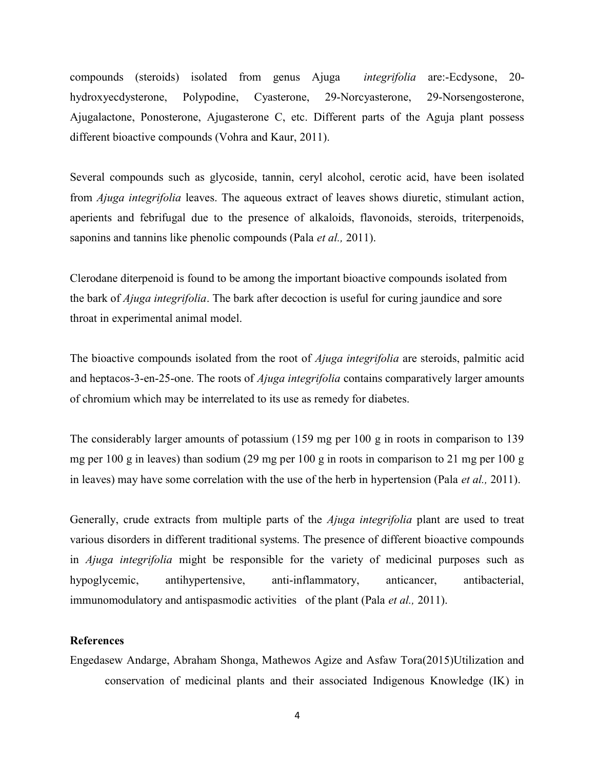compounds (steroids) isolated from genus Ajuga *integrifolia* are:-Ecdysone, 20-hydroxyecdysterone, Polypodine, Cyasterone, 29-Norcyasterone, 29-Norsengosterone, Ajugalactone, Ponosterone, Ajugasterone C, etc. Different parts of the Aguja plant possess different bioactive compounds (Vohra and Kaur, 2011).

Several compounds such as glycoside, tannin, ceryl alcohol, cerotic acid, have been isolated from *Ajuga integrifolia* leaves. The aqueous extract of leaves shows diuretic, stimulant action, aperients and febrifugal due to the presence of alkaloids, flavonoids, steroids, triterpenoids, saponins and tannins like phenolic compounds (Pala *et al.,* 2011).

Clerodane diterpenoid is found to be among the important bioactive compounds isolated from the bark of *Ajuga integrifolia*. The bark after decoction is useful for curing jaundice and sore throat in experimental animal model.

The bioactive compounds isolated from the root of *Ajuga integrifolia* are steroids, palmitic acid and heptacos-3-en-25-one. The roots of *Ajuga integrifolia* contains comparatively larger amounts of chromium which may be interrelated to its use as remedy for diabetes.

The considerably larger amounts of potassium (159 mg per 100 g in roots in comparison to 139 mg per 100 g in leaves) than sodium (29 mg per 100 g in roots in comparison to 21 mg per 100 g in leaves) may have some correlation with the use of the herb in hypertension (Pala *et al.,* 2011).

Generally, crude extracts from multiple parts of the *Ajuga integrifolia* plant are used to treat various disorders in different traditional systems. The presence of different bioactive compounds in *Ajuga integrifolia* might be responsible for the variety of medicinal purposes such as hypoglycemic, antihypertensive, anti-inflammatory, anticancer, antibacterial, immunomodulatory and antispasmodic activities of the plant (Pala *et al.,* 2011).

**References**

Engedasew Andarge, Abraham Shonga, Mathewos Agize and Asfaw Tora(2015)Utilization and conservation of medicinal plants and their associated Indigenous Knowledge (IK) in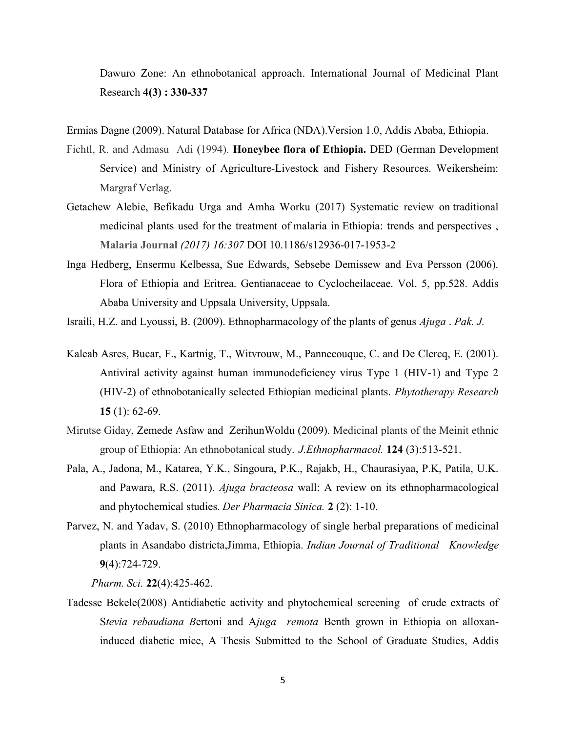Dawuro Zone: An ethnobotanical approach. International Journal of Medicinal Plant Research **4(3) : 330-337**

Ermias Dagne (2009). Natural Database for Africa (NDA).Version 1.0, Addis Ababa, Ethiopia.

Fichtl, R. and Admasu Adi (1994). **Honeybee flora of Ethiopia.** DED (German Development Service) and Ministry of Agriculture-Livestock and Fishery Resources. Weikersheim: Margraf Verlag.

Getachew Alebie, Befikadu Urga and Amha Worku (2017) Systematic review on traditional medicinal plants used for the treatment of malaria in Ethiopia: trends and perspectives , **Malaria Journal** *(2017) 16:307* DOI 10.1186/s12936-017-1953-2

Inga Hedberg, Ensermu Kelbessa, Sue Edwards, Sebsebe Demissew and Eva Persson (2006). Flora of Ethiopia and Eritrea. Gentianaceae to Cyclocheilaceae. Vol. 5, pp.528. Addis Ababa University and Uppsala University, Uppsala.

Israili, H.Z. and Lyoussi, B. (2009). Ethnopharmacology of the plants of genus *Ajuga* . *Pak. J.*

Kaleab Asres, Bucar, F., Kartnig, T., Witvrouw, M., Pannecouque, C. and De Clercq, E. (2001). Antiviral activity against human immunodeficiency virus Type 1 (HIV-1) and Type 2 (HIV-2) of ethnobotanically selected Ethiopian medicinal plants. *Phytotherapy Research* **15** (1): 62-69.

Mirutse Giday, Zemede Asfaw and ZerihunWoldu (2009). Medicinal plants of the Meinit ethnic group of Ethiopia: An ethnobotanical study. *J.Ethnopharmacol.* **124** (3):513-521.

Pala, A., Jadona, M., Katarea, Y.K., Singoura, P.K., Rajakb, H., Chaurasiyaa, P.K, Patila, U.K. and Pawara, R.S. (2011). *Ajuga bracteosa* wall: A review on its ethnopharmacological and phytochemical studies. *Der Pharmacia Sinica.* **2** (2): 1-10.

Parvez, N. and Yadav, S. (2010) Ethnopharmacology of single herbal preparations of medicinal plants in Asandabo districta,Jimma, Ethiopia. *Indian Journal of Traditional Knowledge* **9**(4):724-729.

*Pharm. Sci.* **22**(4):425-462.

Tadesse Bekele(2008) Antidiabetic activity and phytochemical screening of crude extracts of S*tevia rebaudiana B*ertoni and A*juga remota* Benth grown in Ethiopia on alloxan-induced diabetic mice, A Thesis Submitted to the School of Graduate Studies, Addis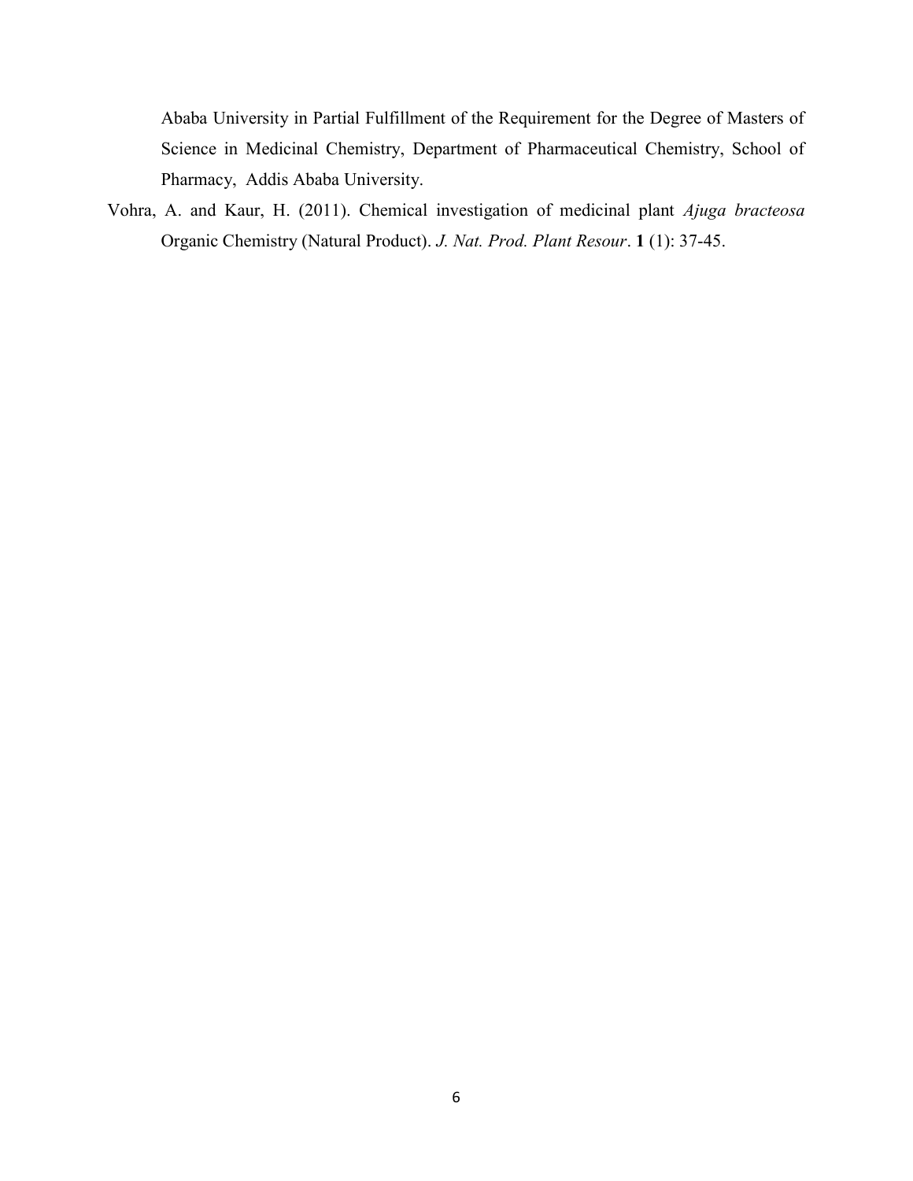Ababa University in Partial Fulfillment of the Requirement for the Degree of Masters of Science in Medicinal Chemistry, Department of Pharmaceutical Chemistry, School of Pharmacy, Addis Ababa University.

Vohra, A. and Kaur, H. (2011). Chemical investigation of medicinal plant *Ajuga bracteosa* Organic Chemistry (Natural Product). *J. Nat. Prod. Plant Resour*. **1** (1): 37-45.